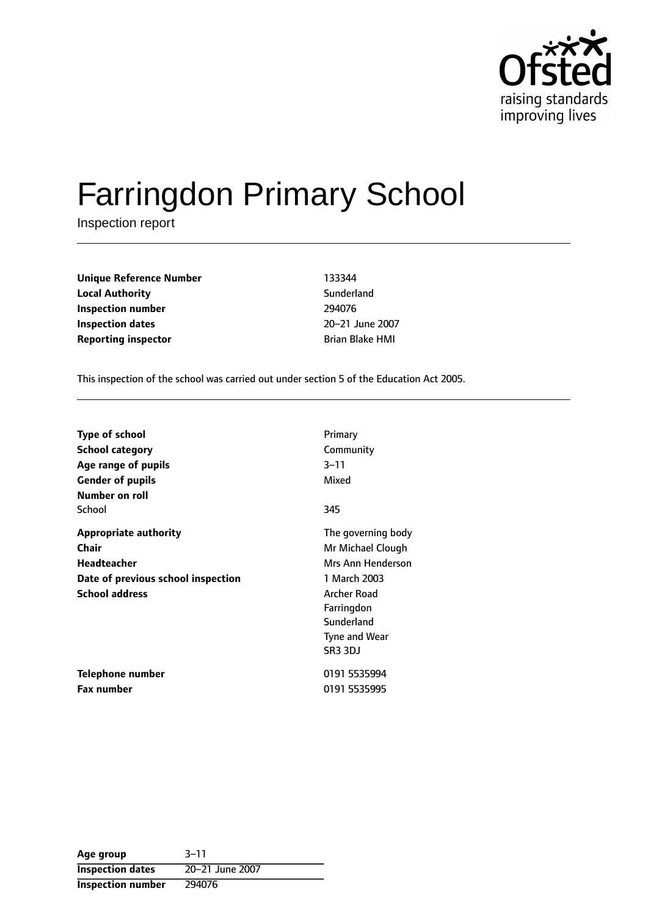# Farringdon Primary School

Inspection report

| | |
|---|---|
| **Unique Reference Number** | 133344 |
| **Local Authority** | Sunderland |
| **Inspection number** | 294076 |
| **Inspection dates** | 20–21 June 2007 |
| **Reporting inspector** | Brian Blake HMI |

This inspection of the school was carried out under section 5 of the Education Act 2005.

| | |
|---|---|
| **Type of school** | Primary |
| **School category** | Community |
| **Age range of pupils** | 3–11 |
| **Gender of pupils** | Mixed |
| **Number on roll** | |
| School | 345 |
| **Appropriate authority** | The governing body |
| **Chair** | Mr Michael Clough |
| **Headteacher** | Mrs Ann Henderson |
| **Date of previous school inspection** | 1 March 2003 |
| **School address** | Archer Road<br>Farringdon<br>Sunderland<br>Tyne and Wear<br>SR3 3DJ |
| **Telephone number** | 0191 5535994 |
| **Fax number** | 0191 5535995 |

| | |
|---|---|
| **Age group** | 3–11 |
| **Inspection dates** | 20–21 June 2007 |
| **Inspection number** | 294076 |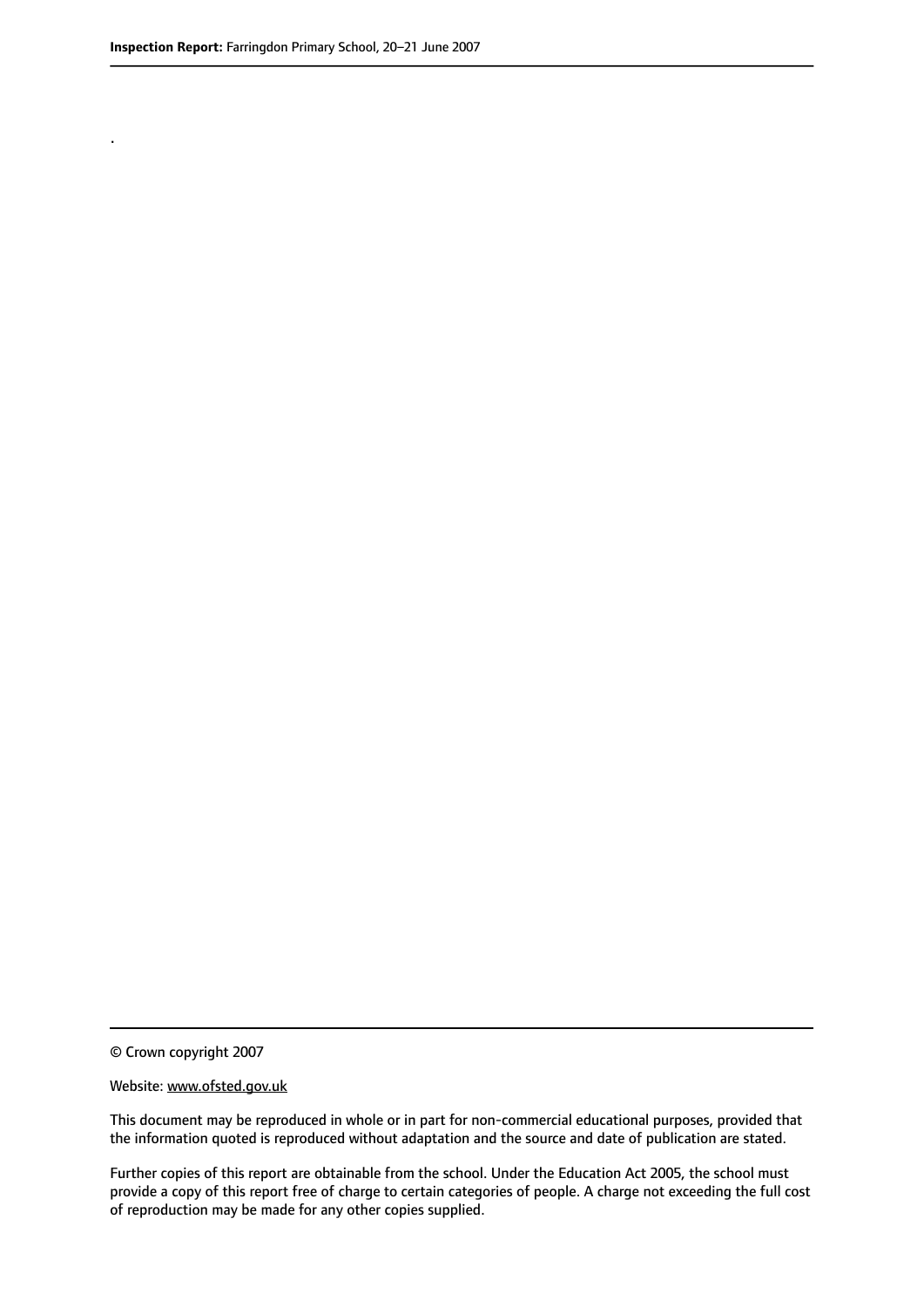.

© Crown copyright 2007

Website: www.ofsted.gov.uk

This document may be reproduced in whole or in part for non-commercial educational purposes, provided that the information quoted is reproduced without adaptation and the source and date of publication are stated.

Further copies of this report are obtainable from the school. Under the Education Act 2005, the school must provide a copy of this report free of charge to certain categories of people. A charge not exceeding the full cost of reproduction may be made for any other copies supplied.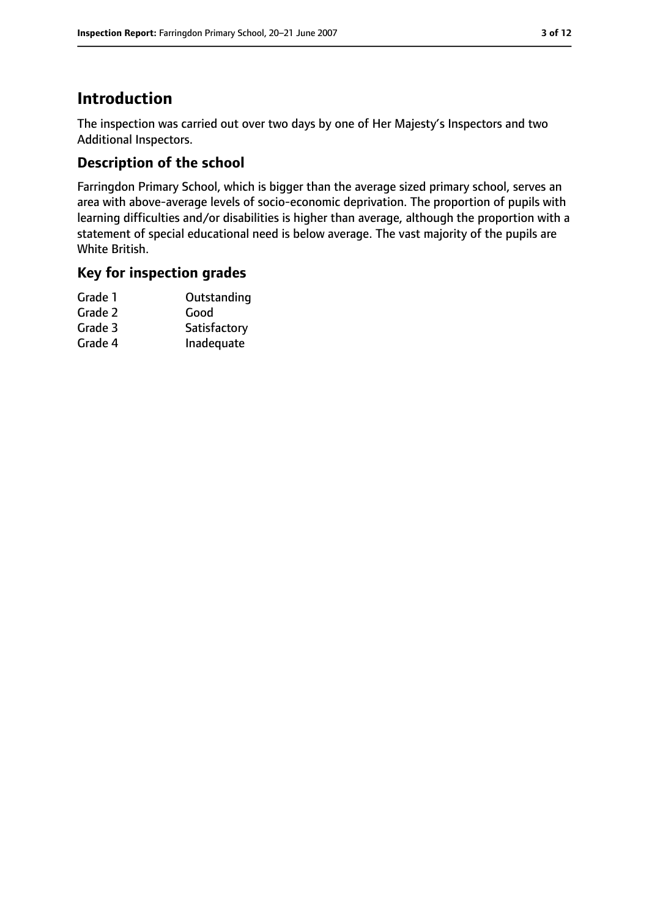# Introduction

The inspection was carried out over two days by one of Her Majesty's Inspectors and two Additional Inspectors.

## Description of the school

Farringdon Primary School, which is bigger than the average sized primary school, serves an area with above-average levels of socio-economic deprivation. The proportion of pupils with learning difficulties and/or disabilities is higher than average, although the proportion with a statement of special educational need is below average. The vast majority of the pupils are White British.

## Key for inspection grades

| | |
|---|---|
| Grade 1 | Outstanding |
| Grade 2 | Good |
| Grade 3 | Satisfactory |
| Grade 4 | Inadequate |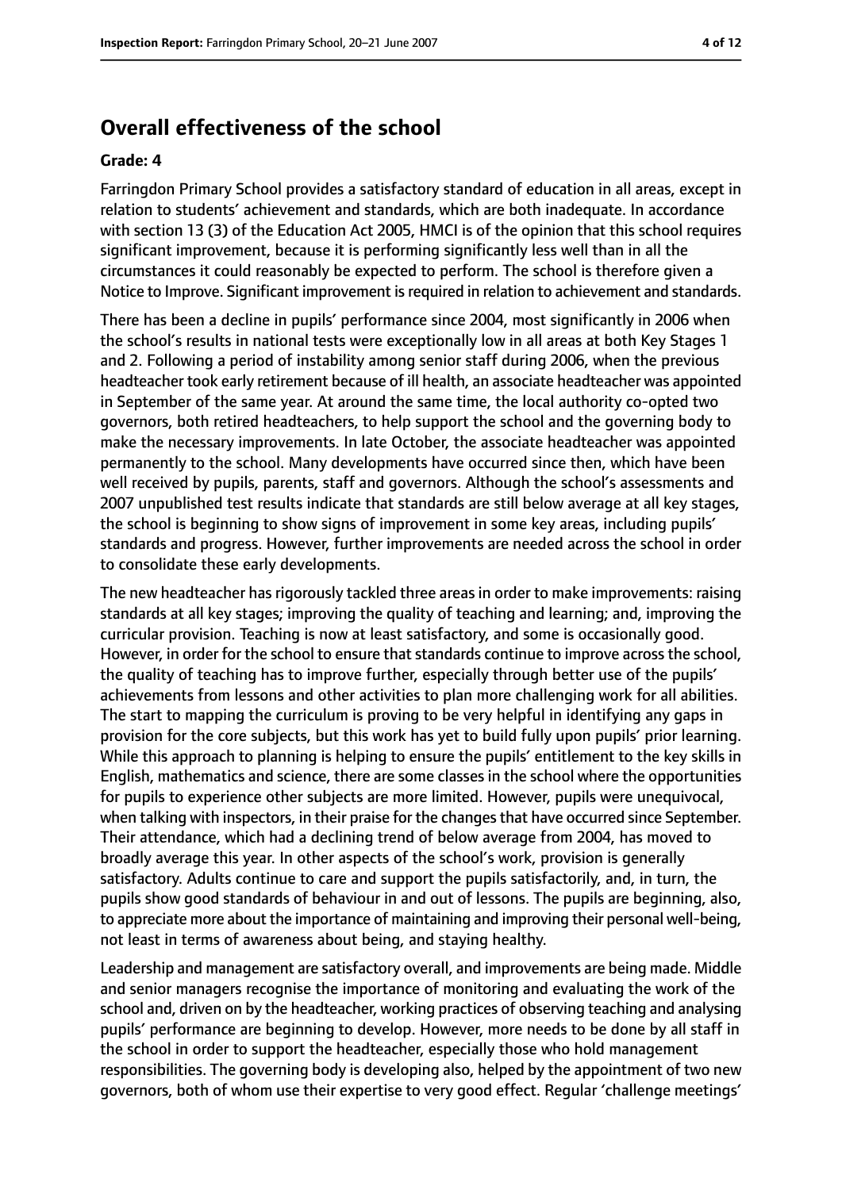## Overall effectiveness of the school

### Grade: 4

Farringdon Primary School provides a satisfactory standard of education in all areas, except in relation to students' achievement and standards, which are both inadequate. In accordance with section 13 (3) of the Education Act 2005, HMCI is of the opinion that this school requires significant improvement, because it is performing significantly less well than in all the circumstances it could reasonably be expected to perform. The school is therefore given a Notice to Improve. Significant improvement is required in relation to achievement and standards.

There has been a decline in pupils' performance since 2004, most significantly in 2006 when the school's results in national tests were exceptionally low in all areas at both Key Stages 1 and 2. Following a period of instability among senior staff during 2006, when the previous headteacher took early retirement because of ill health, an associate headteacher was appointed in September of the same year. At around the same time, the local authority co-opted two governors, both retired headteachers, to help support the school and the governing body to make the necessary improvements. In late October, the associate headteacher was appointed permanently to the school. Many developments have occurred since then, which have been well received by pupils, parents, staff and governors. Although the school's assessments and 2007 unpublished test results indicate that standards are still below average at all key stages, the school is beginning to show signs of improvement in some key areas, including pupils' standards and progress. However, further improvements are needed across the school in order to consolidate these early developments.

The new headteacher has rigorously tackled three areas in order to make improvements: raising standards at all key stages; improving the quality of teaching and learning; and, improving the curricular provision. Teaching is now at least satisfactory, and some is occasionally good. However, in order for the school to ensure that standards continue to improve across the school, the quality of teaching has to improve further, especially through better use of the pupils' achievements from lessons and other activities to plan more challenging work for all abilities. The start to mapping the curriculum is proving to be very helpful in identifying any gaps in provision for the core subjects, but this work has yet to build fully upon pupils' prior learning. While this approach to planning is helping to ensure the pupils' entitlement to the key skills in English, mathematics and science, there are some classes in the school where the opportunities for pupils to experience other subjects are more limited. However, pupils were unequivocal, when talking with inspectors, in their praise for the changes that have occurred since September. Their attendance, which had a declining trend of below average from 2004, has moved to broadly average this year. In other aspects of the school's work, provision is generally satisfactory. Adults continue to care and support the pupils satisfactorily, and, in turn, the pupils show good standards of behaviour in and out of lessons. The pupils are beginning, also, to appreciate more about the importance of maintaining and improving their personal well-being, not least in terms of awareness about being, and staying healthy.

Leadership and management are satisfactory overall, and improvements are being made. Middle and senior managers recognise the importance of monitoring and evaluating the work of the school and, driven on by the headteacher, working practices of observing teaching and analysing pupils' performance are beginning to develop. However, more needs to be done by all staff in the school in order to support the headteacher, especially those who hold management responsibilities. The governing body is developing also, helped by the appointment of two new governors, both of whom use their expertise to very good effect. Regular 'challenge meetings'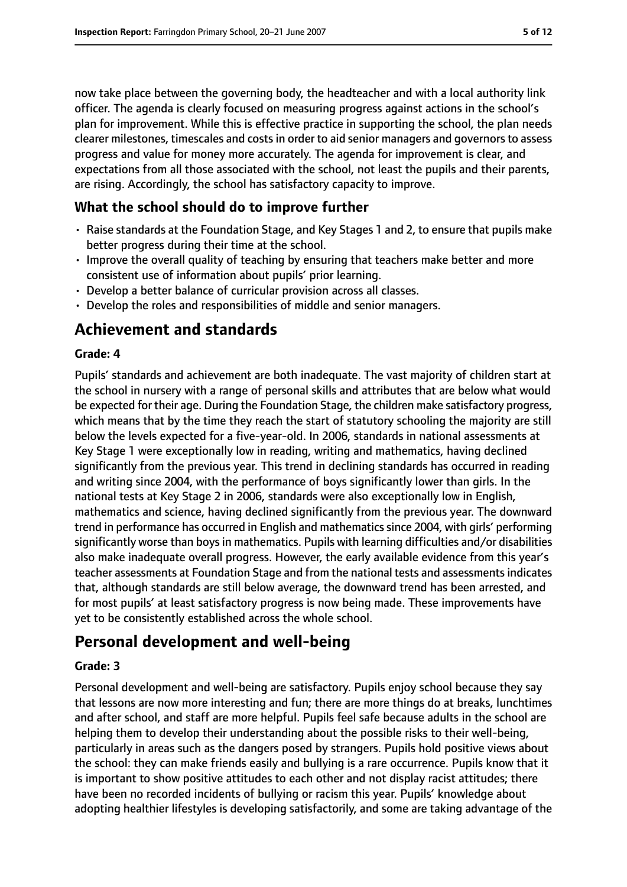now take place between the governing body, the headteacher and with a local authority link officer. The agenda is clearly focused on measuring progress against actions in the school's plan for improvement. While this is effective practice in supporting the school, the plan needs clearer milestones, timescales and costs in order to aid senior managers and governors to assess progress and value for money more accurately. The agenda for improvement is clear, and expectations from all those associated with the school, not least the pupils and their parents, are rising. Accordingly, the school has satisfactory capacity to improve.

### What the school should do to improve further

- Raise standards at the Foundation Stage, and Key Stages 1 and 2, to ensure that pupils make better progress during their time at the school.
- Improve the overall quality of teaching by ensuring that teachers make better and more consistent use of information about pupils' prior learning.
- Develop a better balance of curricular provision across all classes.
- Develop the roles and responsibilities of middle and senior managers.

## Achievement and standards

**Grade: 4**

Pupils' standards and achievement are both inadequate. The vast majority of children start at the school in nursery with a range of personal skills and attributes that are below what would be expected for their age. During the Foundation Stage, the children make satisfactory progress, which means that by the time they reach the start of statutory schooling the majority are still below the levels expected for a five-year-old. In 2006, standards in national assessments at Key Stage 1 were exceptionally low in reading, writing and mathematics, having declined significantly from the previous year. This trend in declining standards has occurred in reading and writing since 2004, with the performance of boys significantly lower than girls. In the national tests at Key Stage 2 in 2006, standards were also exceptionally low in English, mathematics and science, having declined significantly from the previous year. The downward trend in performance has occurred in English and mathematics since 2004, with girls' performing significantly worse than boys in mathematics. Pupils with learning difficulties and/or disabilities also make inadequate overall progress. However, the early available evidence from this year's teacher assessments at Foundation Stage and from the national tests and assessments indicates that, although standards are still below average, the downward trend has been arrested, and for most pupils' at least satisfactory progress is now being made. These improvements have yet to be consistently established across the whole school.

## Personal development and well-being

**Grade: 3**

Personal development and well-being are satisfactory. Pupils enjoy school because they say that lessons are now more interesting and fun; there are more things do at breaks, lunchtimes and after school, and staff are more helpful. Pupils feel safe because adults in the school are helping them to develop their understanding about the possible risks to their well-being, particularly in areas such as the dangers posed by strangers. Pupils hold positive views about the school: they can make friends easily and bullying is a rare occurrence. Pupils know that it is important to show positive attitudes to each other and not display racist attitudes; there have been no recorded incidents of bullying or racism this year. Pupils' knowledge about adopting healthier lifestyles is developing satisfactorily, and some are taking advantage of the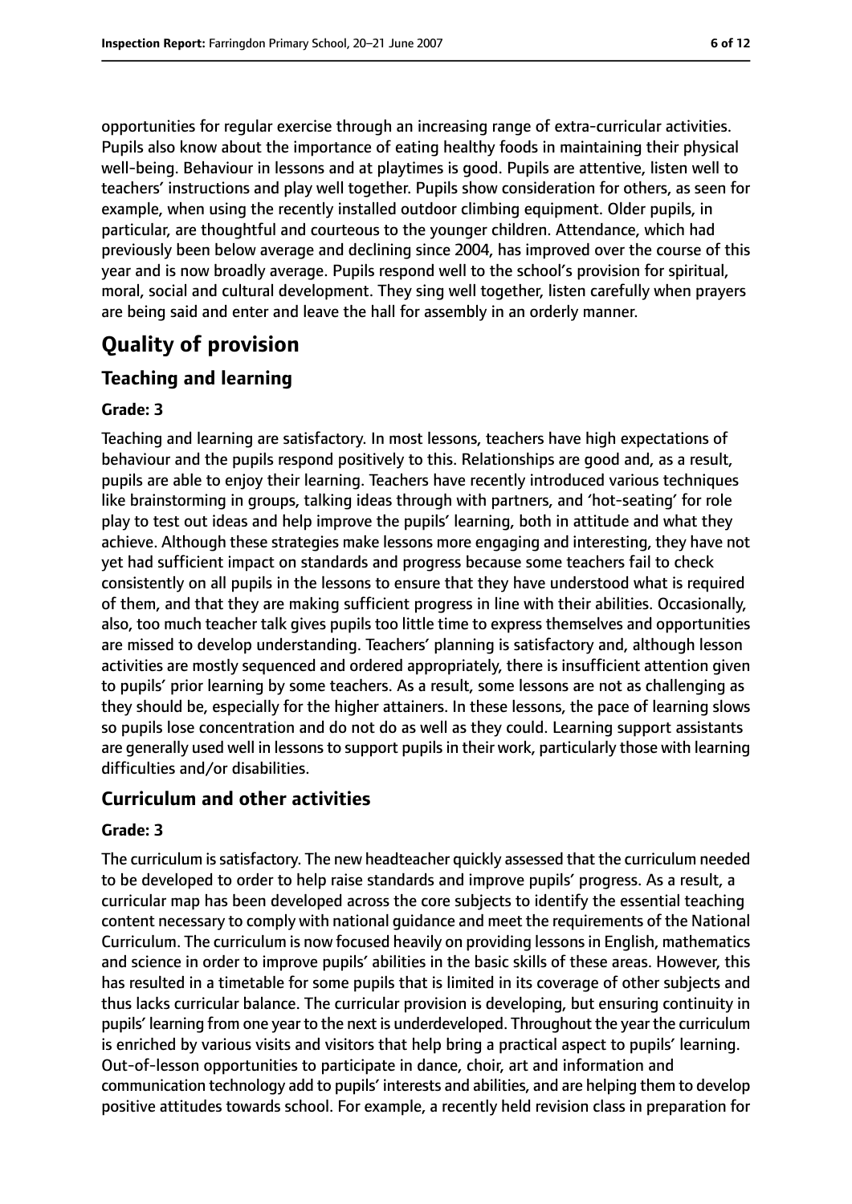opportunities for regular exercise through an increasing range of extra-curricular activities. Pupils also know about the importance of eating healthy foods in maintaining their physical well-being. Behaviour in lessons and at playtimes is good. Pupils are attentive, listen well to teachers' instructions and play well together. Pupils show consideration for others, as seen for example, when using the recently installed outdoor climbing equipment. Older pupils, in particular, are thoughtful and courteous to the younger children. Attendance, which had previously been below average and declining since 2004, has improved over the course of this year and is now broadly average. Pupils respond well to the school's provision for spiritual, moral, social and cultural development. They sing well together, listen carefully when prayers are being said and enter and leave the hall for assembly in an orderly manner.

# Quality of provision

## Teaching and learning

### Grade: 3

Teaching and learning are satisfactory. In most lessons, teachers have high expectations of behaviour and the pupils respond positively to this. Relationships are good and, as a result, pupils are able to enjoy their learning. Teachers have recently introduced various techniques like brainstorming in groups, talking ideas through with partners, and 'hot-seating' for role play to test out ideas and help improve the pupils' learning, both in attitude and what they achieve. Although these strategies make lessons more engaging and interesting, they have not yet had sufficient impact on standards and progress because some teachers fail to check consistently on all pupils in the lessons to ensure that they have understood what is required of them, and that they are making sufficient progress in line with their abilities. Occasionally, also, too much teacher talk gives pupils too little time to express themselves and opportunities are missed to develop understanding. Teachers' planning is satisfactory and, although lesson activities are mostly sequenced and ordered appropriately, there is insufficient attention given to pupils' prior learning by some teachers. As a result, some lessons are not as challenging as they should be, especially for the higher attainers. In these lessons, the pace of learning slows so pupils lose concentration and do not do as well as they could. Learning support assistants are generally used well in lessons to support pupils in their work, particularly those with learning difficulties and/or disabilities.

## Curriculum and other activities

### Grade: 3

The curriculum is satisfactory. The new headteacher quickly assessed that the curriculum needed to be developed to order to help raise standards and improve pupils' progress. As a result, a curricular map has been developed across the core subjects to identify the essential teaching content necessary to comply with national guidance and meet the requirements of the National Curriculum. The curriculum is now focused heavily on providing lessons in English, mathematics and science in order to improve pupils' abilities in the basic skills of these areas. However, this has resulted in a timetable for some pupils that is limited in its coverage of other subjects and thus lacks curricular balance. The curricular provision is developing, but ensuring continuity in pupils' learning from one year to the next is underdeveloped. Throughout the year the curriculum is enriched by various visits and visitors that help bring a practical aspect to pupils' learning. Out-of-lesson opportunities to participate in dance, choir, art and information and communication technology add to pupils' interests and abilities, and are helping them to develop positive attitudes towards school. For example, a recently held revision class in preparation for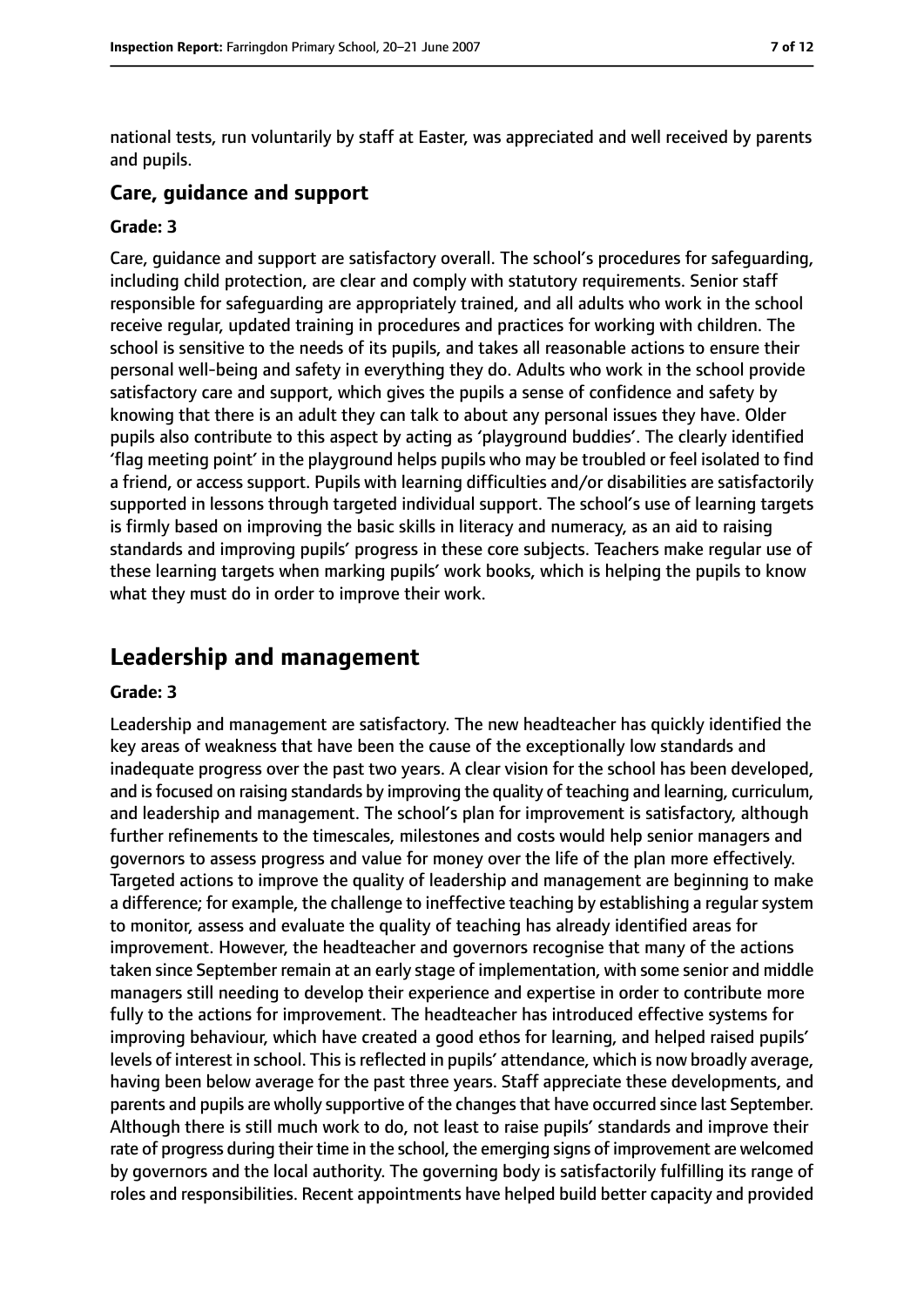national tests, run voluntarily by staff at Easter, was appreciated and well received by parents and pupils.

### Care, guidance and support

#### Grade: 3

Care, guidance and support are satisfactory overall. The school's procedures for safeguarding, including child protection, are clear and comply with statutory requirements. Senior staff responsible for safeguarding are appropriately trained, and all adults who work in the school receive regular, updated training in procedures and practices for working with children. The school is sensitive to the needs of its pupils, and takes all reasonable actions to ensure their personal well-being and safety in everything they do. Adults who work in the school provide satisfactory care and support, which gives the pupils a sense of confidence and safety by knowing that there is an adult they can talk to about any personal issues they have. Older pupils also contribute to this aspect by acting as 'playground buddies'. The clearly identified 'flag meeting point' in the playground helps pupils who may be troubled or feel isolated to find a friend, or access support. Pupils with learning difficulties and/or disabilities are satisfactorily supported in lessons through targeted individual support. The school's use of learning targets is firmly based on improving the basic skills in literacy and numeracy, as an aid to raising standards and improving pupils' progress in these core subjects. Teachers make regular use of these learning targets when marking pupils' work books, which is helping the pupils to know what they must do in order to improve their work.

## Leadership and management

#### Grade: 3

Leadership and management are satisfactory. The new headteacher has quickly identified the key areas of weakness that have been the cause of the exceptionally low standards and inadequate progress over the past two years. A clear vision for the school has been developed, and is focused on raising standards by improving the quality of teaching and learning, curriculum, and leadership and management. The school's plan for improvement is satisfactory, although further refinements to the timescales, milestones and costs would help senior managers and governors to assess progress and value for money over the life of the plan more effectively. Targeted actions to improve the quality of leadership and management are beginning to make a difference; for example, the challenge to ineffective teaching by establishing a regular system to monitor, assess and evaluate the quality of teaching has already identified areas for improvement. However, the headteacher and governors recognise that many of the actions taken since September remain at an early stage of implementation, with some senior and middle managers still needing to develop their experience and expertise in order to contribute more fully to the actions for improvement. The headteacher has introduced effective systems for improving behaviour, which have created a good ethos for learning, and helped raised pupils' levels of interest in school. This is reflected in pupils' attendance, which is now broadly average, having been below average for the past three years. Staff appreciate these developments, and parents and pupils are wholly supportive of the changes that have occurred since last September. Although there is still much work to do, not least to raise pupils' standards and improve their rate of progress during their time in the school, the emerging signs of improvement are welcomed by governors and the local authority. The governing body is satisfactorily fulfilling its range of roles and responsibilities. Recent appointments have helped build better capacity and provided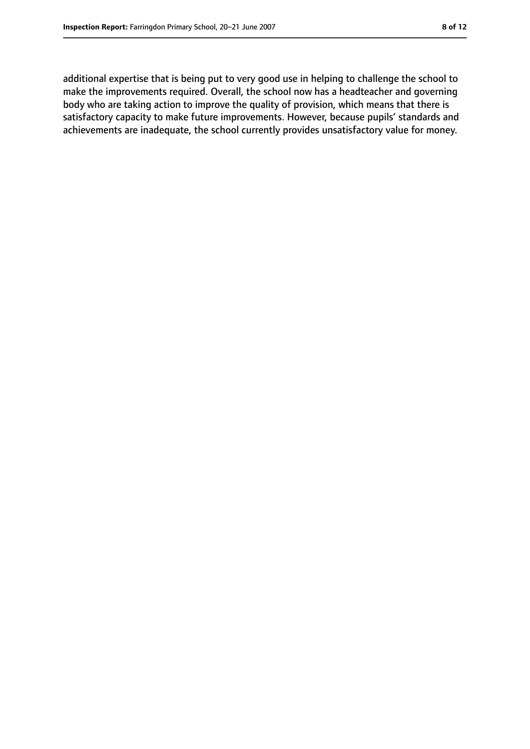additional expertise that is being put to very good use in helping to challenge the school to make the improvements required. Overall, the school now has a headteacher and governing body who are taking action to improve the quality of provision, which means that there is satisfactory capacity to make future improvements. However, because pupils' standards and achievements are inadequate, the school currently provides unsatisfactory value for money.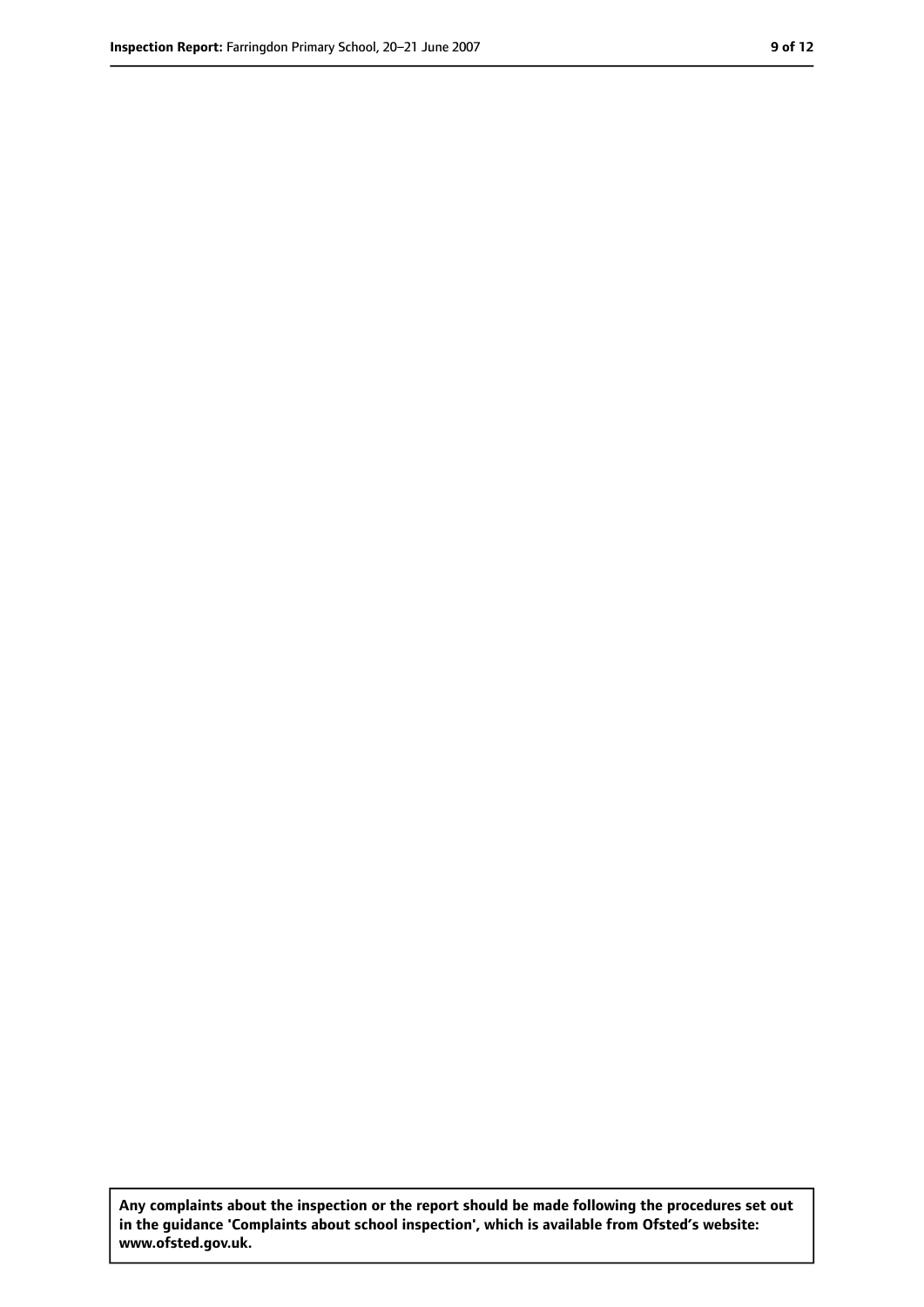**Any complaints about the inspection or the report should be made following the procedures set out in the guidance 'Complaints about school inspection', which is available from Ofsted's website: www.ofsted.gov.uk.**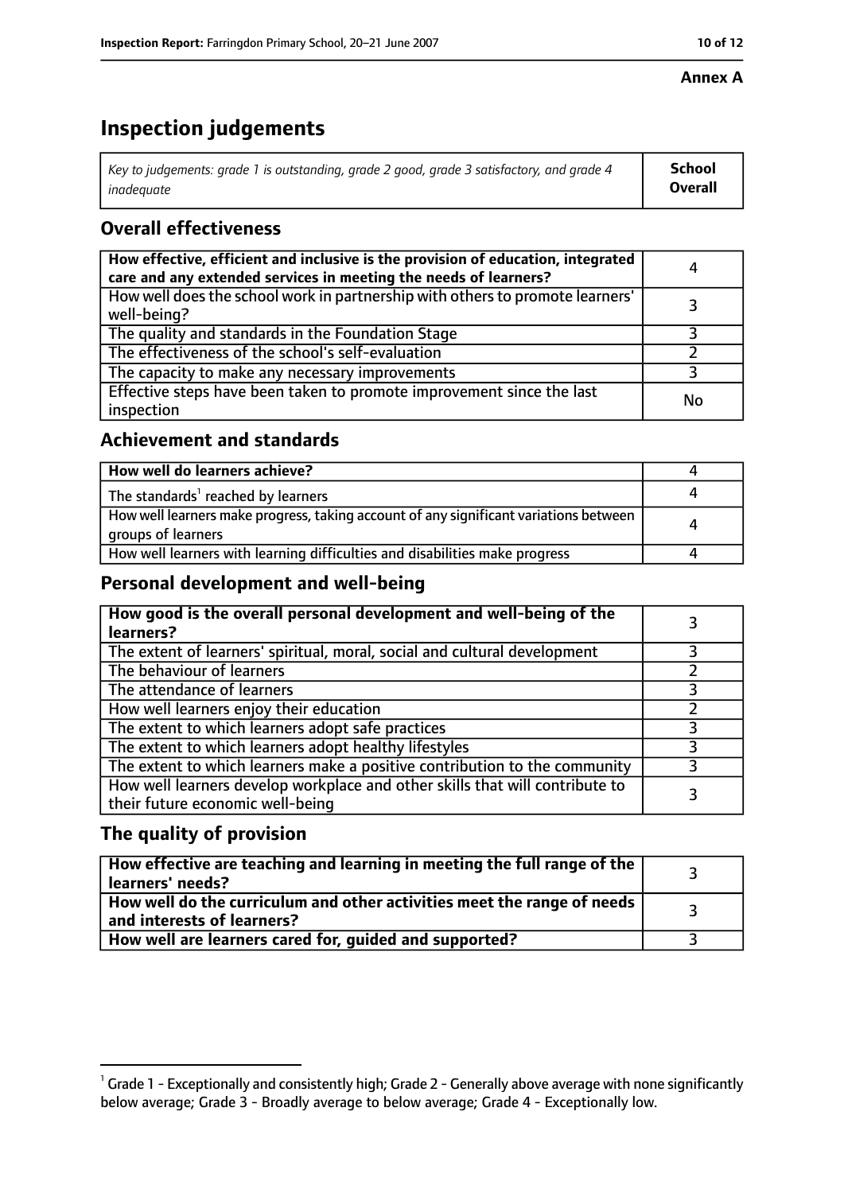**Annex A**

# Inspection judgements

| *Key to judgements: grade 1 is outstanding, grade 2 good, grade 3 satisfactory, and grade 4 inadequate* | **School Overall** |
|---|---|

## Overall effectiveness

| | |
|---|---|
| **How effective, efficient and inclusive is the provision of education, integrated care and any extended services in meeting the needs of learners?** | 4 |
| How well does the school work in partnership with others to promote learners' well-being? | 3 |
| The quality and standards in the Foundation Stage | 3 |
| The effectiveness of the school's self-evaluation | 2 |
| The capacity to make any necessary improvements | 3 |
| Effective steps have been taken to promote improvement since the last inspection | No |

## Achievement and standards

| | |
|---|---|
| **How well do learners achieve?** | 4 |
| The standards[1] reached by learners | 4 |
| How well learners make progress, taking account of any significant variations between groups of learners | 4 |
| How well learners with learning difficulties and disabilities make progress | 4 |

## Personal development and well-being

| | |
|---|---|
| **How good is the overall personal development and well-being of the learners?** | 3 |
| The extent of learners' spiritual, moral, social and cultural development | 3 |
| The behaviour of learners | 2 |
| The attendance of learners | 3 |
| How well learners enjoy their education | 2 |
| The extent to which learners adopt safe practices | 3 |
| The extent to which learners adopt healthy lifestyles | 3 |
| The extent to which learners make a positive contribution to the community | 3 |
| How well learners develop workplace and other skills that will contribute to their future economic well-being | 3 |

## The quality of provision

| | |
|---|---|
| **How effective are teaching and learning in meeting the full range of the learners' needs?** | 3 |
| **How well do the curriculum and other activities meet the range of needs and interests of learners?** | 3 |
| **How well are learners cared for, guided and supported?** | 3 |

[1] Grade 1 - Exceptionally and consistently high; Grade 2 - Generally above average with none significantly below average; Grade 3 - Broadly average to below average; Grade 4 - Exceptionally low.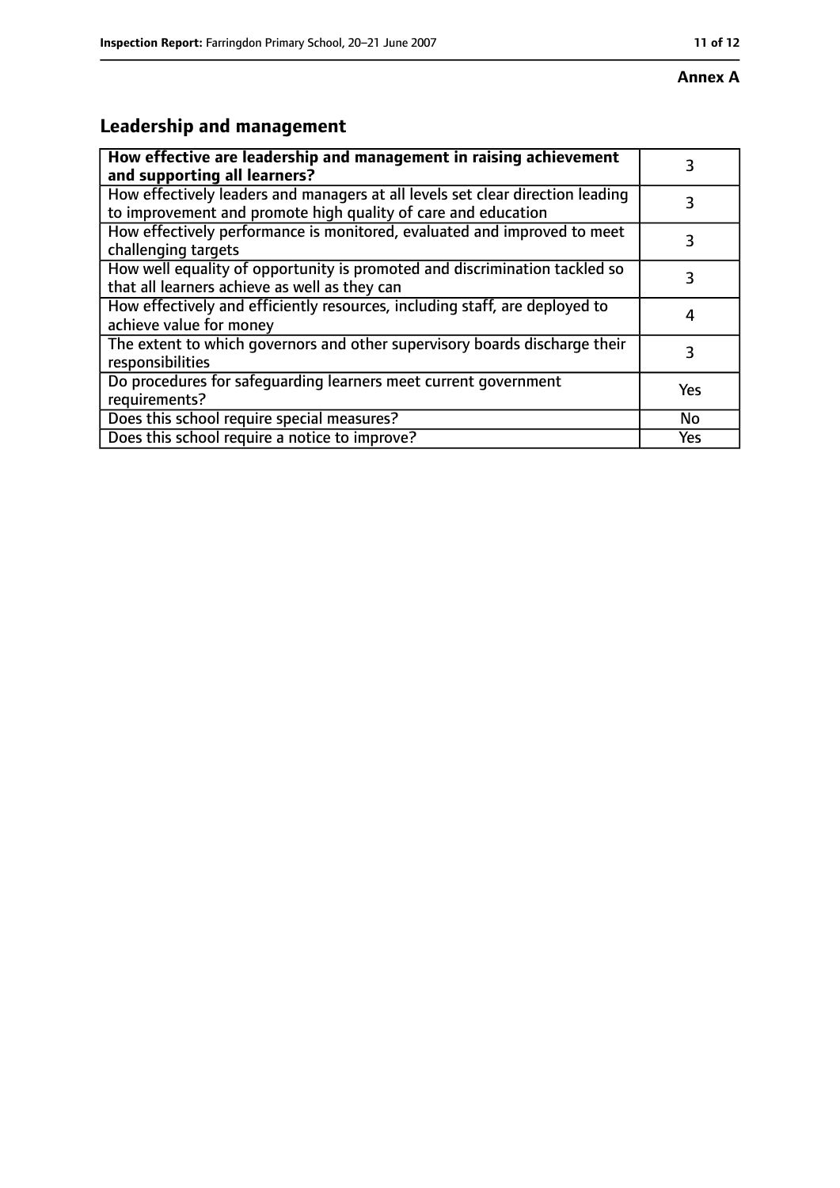**Annex A**

## Leadership and management

| | |
|---|---|
| **How effective are leadership and management in raising achievement and supporting all learners?** | 3 |
| How effectively leaders and managers at all levels set clear direction leading to improvement and promote high quality of care and education | 3 |
| How effectively performance is monitored, evaluated and improved to meet challenging targets | 3 |
| How well equality of opportunity is promoted and discrimination tackled so that all learners achieve as well as they can | 3 |
| How effectively and efficiently resources, including staff, are deployed to achieve value for money | 4 |
| The extent to which governors and other supervisory boards discharge their responsibilities | 3 |
| Do procedures for safeguarding learners meet current government requirements? | Yes |
| Does this school require special measures? | No |
| Does this school require a notice to improve? | Yes |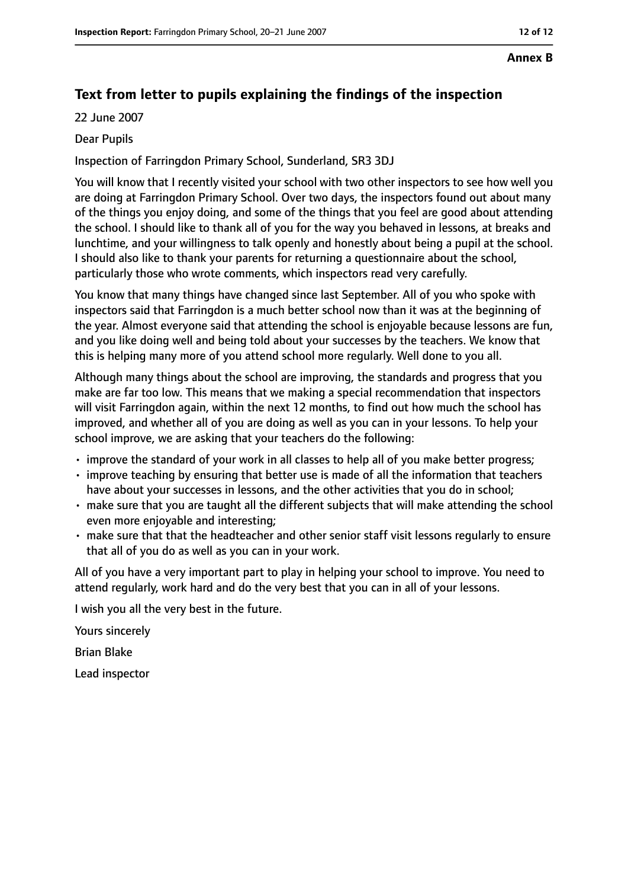**Annex B**

## Text from letter to pupils explaining the findings of the inspection

22 June 2007

Dear Pupils

Inspection of Farringdon Primary School, Sunderland, SR3 3DJ

You will know that I recently visited your school with two other inspectors to see how well you are doing at Farringdon Primary School. Over two days, the inspectors found out about many of the things you enjoy doing, and some of the things that you feel are good about attending the school. I should like to thank all of you for the way you behaved in lessons, at breaks and lunchtime, and your willingness to talk openly and honestly about being a pupil at the school. I should also like to thank your parents for returning a questionnaire about the school, particularly those who wrote comments, which inspectors read very carefully.

You know that many things have changed since last September. All of you who spoke with inspectors said that Farringdon is a much better school now than it was at the beginning of the year. Almost everyone said that attending the school is enjoyable because lessons are fun, and you like doing well and being told about your successes by the teachers. We know that this is helping many more of you attend school more regularly. Well done to you all.

Although many things about the school are improving, the standards and progress that you make are far too low. This means that we making a special recommendation that inspectors will visit Farringdon again, within the next 12 months, to find out how much the school has improved, and whether all of you are doing as well as you can in your lessons. To help your school improve, we are asking that your teachers do the following:

- improve the standard of your work in all classes to help all of you make better progress;
- improve teaching by ensuring that better use is made of all the information that teachers have about your successes in lessons, and the other activities that you do in school;
- make sure that you are taught all the different subjects that will make attending the school even more enjoyable and interesting;
- make sure that that the headteacher and other senior staff visit lessons regularly to ensure that all of you do as well as you can in your work.

All of you have a very important part to play in helping your school to improve. You need to attend regularly, work hard and do the very best that you can in all of your lessons.

I wish you all the very best in the future.

Yours sincerely

Brian Blake

Lead inspector